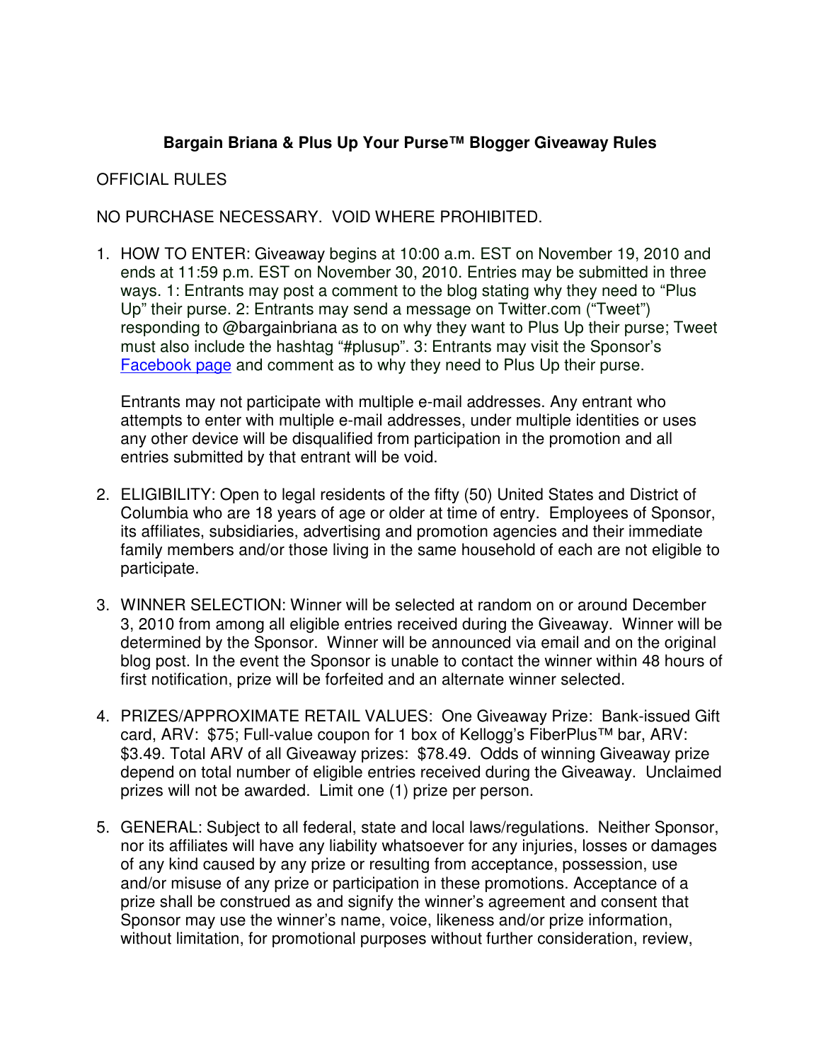# Bargain Briana & Plus Up Your Purse™ Blogger Giveaway Rules

OFFICIAL RULES

NO PURCHASE NECESSARY. VOID WHERE PROHIBITED.

1. HOW TO ENTER: Giveaway begins at 10:00 a.m. EST on November 19, 2010 and ends at 11:59 p.m. EST on November 30, 2010. Entries may be submitted in three ways. 1: Entrants may post a comment to the blog stating why they need to "Plus Up" their purse. 2: Entrants may send a message on Twitter.com ("Tweet") responding to @bargainbriana as to on why they want to Plus Up their purse; Tweet must also include the hashtag "#plusup". 3: Entrants may visit the Sponsor's Facebook page and comment as to why they need to Plus Up their purse.

   Entrants may not participate with multiple e-mail addresses. Any entrant who attempts to enter with multiple e-mail addresses, under multiple identities or uses any other device will be disqualified from participation in the promotion and all entries submitted by that entrant will be void.

2. ELIGIBILITY: Open to legal residents of the fifty (50) United States and District of Columbia who are 18 years of age or older at time of entry. Employees of Sponsor, its affiliates, subsidiaries, advertising and promotion agencies and their immediate family members and/or those living in the same household of each are not eligible to participate.

3. WINNER SELECTION: Winner will be selected at random on or around December 3, 2010 from among all eligible entries received during the Giveaway. Winner will be determined by the Sponsor. Winner will be announced via email and on the original blog post. In the event the Sponsor is unable to contact the winner within 48 hours of first notification, prize will be forfeited and an alternate winner selected.

4. PRIZES/APPROXIMATE RETAIL VALUES: One Giveaway Prize: Bank-issued Gift card, ARV: $75; Full-value coupon for 1 box of Kellogg's FiberPlus™ bar, ARV: $3.49. Total ARV of all Giveaway prizes: $78.49. Odds of winning Giveaway prize depend on total number of eligible entries received during the Giveaway. Unclaimed prizes will not be awarded. Limit one (1) prize per person.

5. GENERAL: Subject to all federal, state and local laws/regulations. Neither Sponsor, nor its affiliates will have any liability whatsoever for any injuries, losses or damages of any kind caused by any prize or resulting from acceptance, possession, use and/or misuse of any prize or participation in these promotions. Acceptance of a prize shall be construed as and signify the winner's agreement and consent that Sponsor may use the winner's name, voice, likeness and/or prize information, without limitation, for promotional purposes without further consideration, review,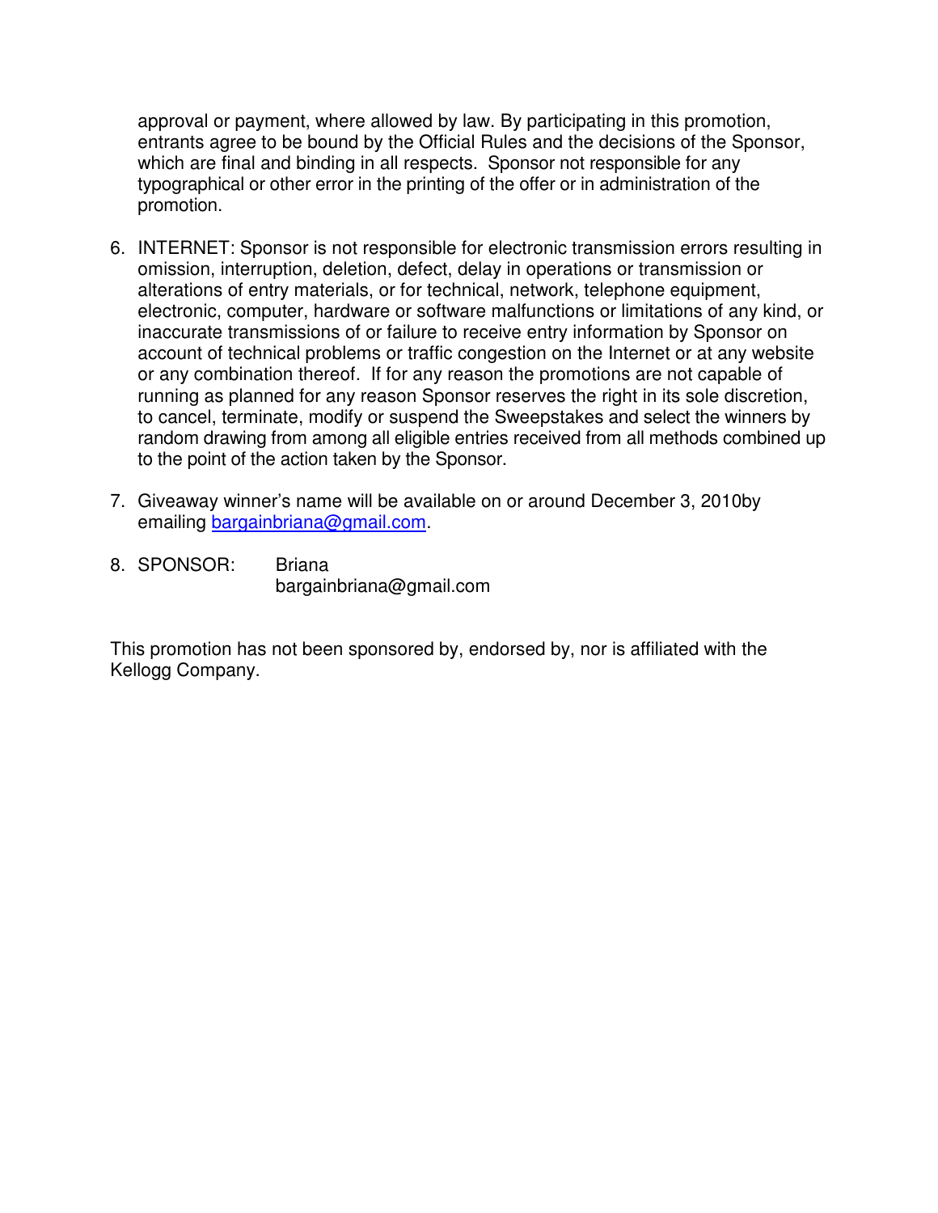approval or payment, where allowed by law. By participating in this promotion, entrants agree to be bound by the Official Rules and the decisions of the Sponsor, which are final and binding in all respects. Sponsor not responsible for any typographical or other error in the printing of the offer or in administration of the promotion.

6. INTERNET: Sponsor is not responsible for electronic transmission errors resulting in omission, interruption, deletion, defect, delay in operations or transmission or alterations of entry materials, or for technical, network, telephone equipment, electronic, computer, hardware or software malfunctions or limitations of any kind, or inaccurate transmissions of or failure to receive entry information by Sponsor on account of technical problems or traffic congestion on the Internet or at any website or any combination thereof. If for any reason the promotions are not capable of running as planned for any reason Sponsor reserves the right in its sole discretion, to cancel, terminate, modify or suspend the Sweepstakes and select the winners by random drawing from among all eligible entries received from all methods combined up to the point of the action taken by the Sponsor.

7. Giveaway winner's name will be available on or around December 3, 2010by emailing bargainbriana@gmail.com.

8. SPONSOR: Briana
   bargainbriana@gmail.com

This promotion has not been sponsored by, endorsed by, nor is affiliated with the Kellogg Company.